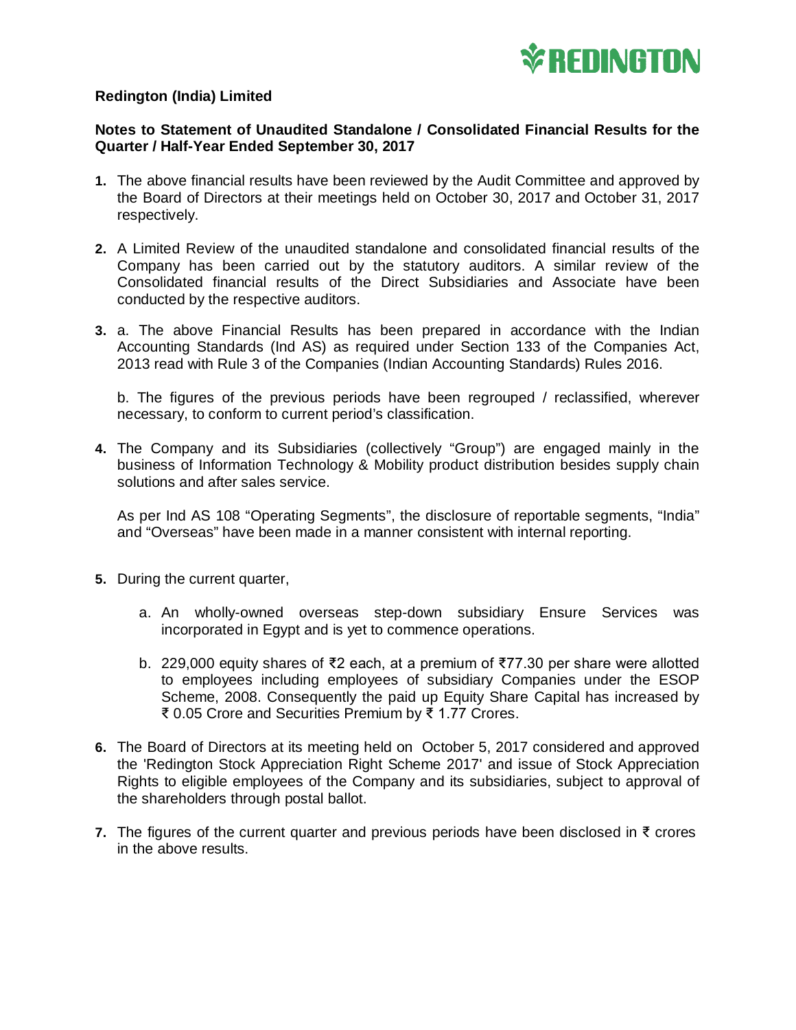**Redington (India) Limited**

**Notes to Statement of Unaudited Standalone / Consolidated Financial Results for the Quarter / Half-Year Ended September 30, 2017**

1. The above financial results have been reviewed by the Audit Committee and approved by the Board of Directors at their meetings held on October 30, 2017 and October 31, 2017 respectively.

2. A Limited Review of the unaudited standalone and consolidated financial results of the Company has been carried out by the statutory auditors. A similar review of the Consolidated financial results of the Direct Subsidiaries and Associate have been conducted by the respective auditors.

3. a. The above Financial Results has been prepared in accordance with the Indian Accounting Standards (Ind AS) as required under Section 133 of the Companies Act, 2013 read with Rule 3 of the Companies (Indian Accounting Standards) Rules 2016.

   b. The figures of the previous periods have been regrouped / reclassified, wherever necessary, to conform to current period's classification.

4. The Company and its Subsidiaries (collectively "Group") are engaged mainly in the business of Information Technology & Mobility product distribution besides supply chain solutions and after sales service.

   As per Ind AS 108 "Operating Segments", the disclosure of reportable segments, "India" and "Overseas" have been made in a manner consistent with internal reporting.

5. During the current quarter,

   a. An wholly-owned overseas step-down subsidiary Ensure Services was incorporated in Egypt and is yet to commence operations.

   b. 229,000 equity shares of ₹2 each, at a premium of ₹77.30 per share were allotted to employees including employees of subsidiary Companies under the ESOP Scheme, 2008. Consequently the paid up Equity Share Capital has increased by ₹ 0.05 Crore and Securities Premium by ₹ 1.77 Crores.

6. The Board of Directors at its meeting held on October 5, 2017 considered and approved the 'Redington Stock Appreciation Right Scheme 2017' and issue of Stock Appreciation Rights to eligible employees of the Company and its subsidiaries, subject to approval of the shareholders through postal ballot.

7. The figures of the current quarter and previous periods have been disclosed in ₹ crores in the above results.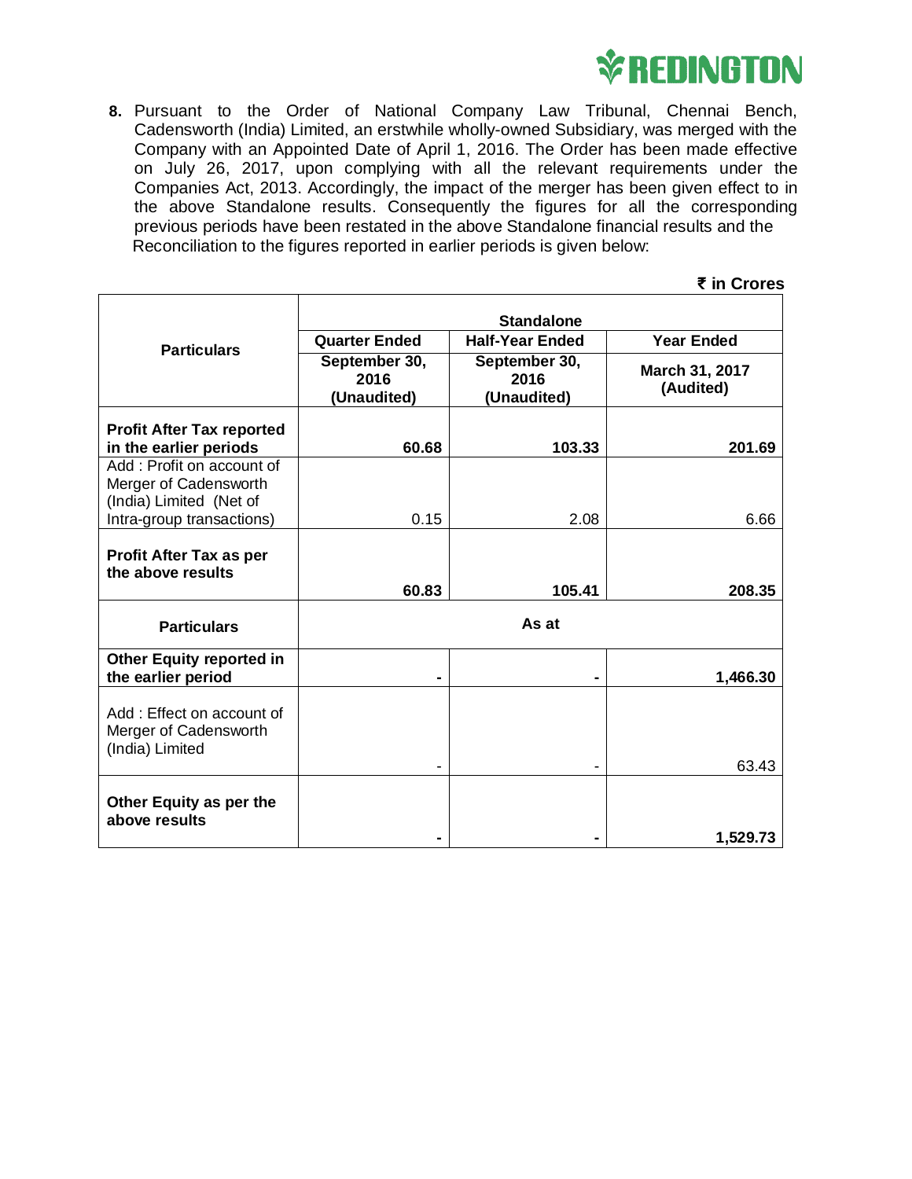8. Pursuant to the Order of National Company Law Tribunal, Chennai Bench, Cadensworth (India) Limited, an erstwhile wholly-owned Subsidiary, was merged with the Company with an Appointed Date of April 1, 2016. The Order has been made effective on July 26, 2017, upon complying with all the relevant requirements under the Companies Act, 2013. Accordingly, the impact of the merger has been given effect to in the above Standalone results. Consequently the figures for all the corresponding previous periods have been restated in the above Standalone financial results and the Reconciliation to the figures reported in earlier periods is given below:

**₹ in Crores**

| Particulars | Standalone | | |
|---|---|---|---|
| | Quarter Ended | Half-Year Ended | Year Ended |
| | September 30, 2016 (Unaudited) | September 30, 2016 (Unaudited) | March 31, 2017 (Audited) |
| **Profit After Tax reported in the earlier periods** | **60.68** | **103.33** | **201.69** |
| Add : Profit on account of Merger of Cadensworth (India) Limited (Net of Intra-group transactions) | 0.15 | 2.08 | 6.66 |
| **Profit After Tax as per the above results** | **60.83** | **105.41** | **208.35** |
| **Particulars** | **As at** | | |
| **Other Equity reported in the earlier period** | **-** | **-** | **1,466.30** |
| Add : Effect on account of Merger of Cadensworth (India) Limited | - | - | 63.43 |
| **Other Equity as per the above results** | **-** | **-** | **1,529.73** |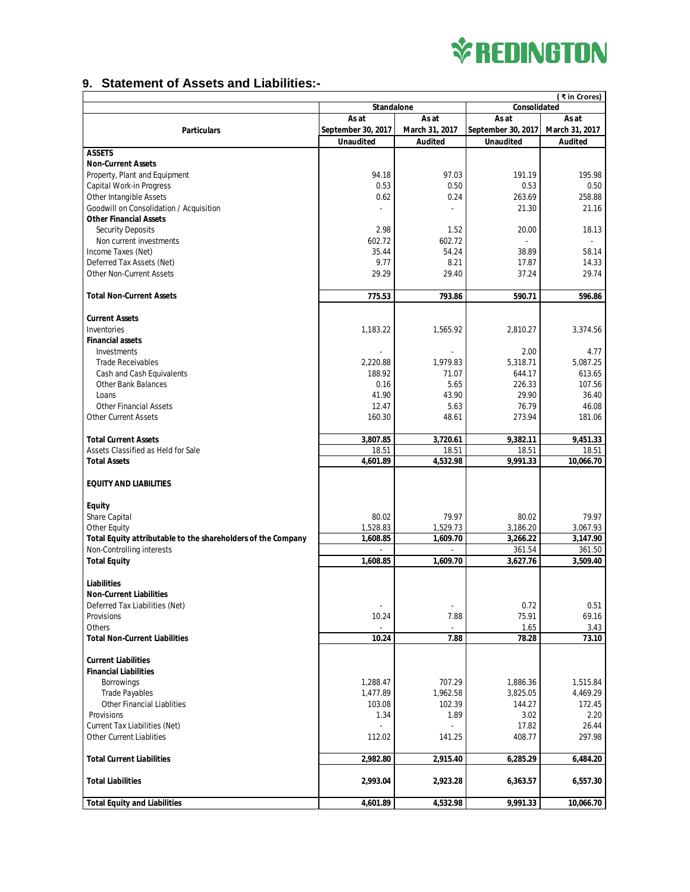## 9. Statement of Assets and Liabilities:-

( ₹ in Crores)

| Particulars | Standalone | | Consolidated | |
|---|---|---|---|---|
| | As at September 30, 2017 | As at March 31, 2017 | As at September 30, 2017 | As at March 31, 2017 |
| | Unaudited | Audited | Unaudited | Audited |
| **ASSETS** | | | | |
| **Non-Current Assets** | | | | |
| Property, Plant and Equipment | 94.18 | 97.03 | 191.19 | 195.98 |
| Capital Work-in Progress | 0.53 | 0.50 | 0.53 | 0.50 |
| Other Intangible Assets | 0.62 | 0.24 | 263.69 | 258.88 |
| Goodwill on Consolidation / Acquisition | - | - | 21.30 | 21.16 |
| **Other Financial Assets** | | | | |
| Security Deposits | 2.98 | 1.52 | 20.00 | 18.13 |
| Non current investments | 602.72 | 602.72 | - | - |
| Income Taxes (Net) | 35.44 | 54.24 | 38.89 | 58.14 |
| Deferred Tax Assets (Net) | 9.77 | 8.21 | 17.87 | 14.33 |
| Other Non-Current Assets | 29.29 | 29.40 | 37.24 | 29.74 |
| **Total Non-Current Assets** | **775.53** | **793.86** | **590.71** | **596.86** |
| **Current Assets** | | | | |
| Inventories | 1,183.22 | 1,565.92 | 2,810.27 | 3,374.56 |
| **Financial assets** | | | | |
| Investments | - | - | 2.00 | 4.77 |
| Trade Receivables | 2,220.88 | 1,979.83 | 5,318.71 | 5,087.25 |
| Cash and Cash Equivalents | 188.92 | 71.07 | 644.17 | 613.65 |
| Other Bank Balances | 0.16 | 5.65 | 226.33 | 107.56 |
| Loans | 41.90 | 43.90 | 29.90 | 36.40 |
| Other Financial Assets | 12.47 | 5.63 | 76.79 | 46.08 |
| Other Current Assets | 160.30 | 48.61 | 273.94 | 181.06 |
| **Total Current Assets** | **3,807.85** | **3,720.61** | **9,382.11** | **9,451.33** |
| Assets Classified as Held for Sale | 18.51 | 18.51 | 18.51 | 18.51 |
| **Total Assets** | **4,601.89** | **4,532.98** | **9,991.33** | **10,066.70** |
| **EQUITY AND LIABILITIES** | | | | |
| **Equity** | | | | |
| Share Capital | 80.02 | 79.97 | 80.02 | 79.97 |
| Other Equity | 1,528.83 | 1,529.73 | 3,186.20 | 3,067.93 |
| **Total Equity attributable to the shareholders of the Company** | **1,608.85** | **1,609.70** | **3,266.22** | **3,147.90** |
| Non-Controlling interests | - | - | 361.54 | 361.50 |
| **Total Equity** | **1,608.85** | **1,609.70** | **3,627.76** | **3,509.40** |
| **Liabilities** | | | | |
| **Non-Current Liabilities** | | | | |
| Deferred Tax Liabilities (Net) | - | - | 0.72 | 0.51 |
| Provisions | 10.24 | 7.88 | 75.91 | 69.16 |
| Others | - | - | 1.65 | 3.43 |
| **Total Non-Current Liabilities** | **10.24** | **7.88** | **78.28** | **73.10** |
| **Current Liabilities** | | | | |
| **Financial Liabilities** | | | | |
| Borrowings | 1,288.47 | 707.29 | 1,886.36 | 1,515.84 |
| Trade Payables | 1,477.89 | 1,962.58 | 3,825.05 | 4,469.29 |
| Other Financial Liablities | 103.08 | 102.39 | 144.27 | 172.45 |
| Provisions | 1.34 | 1.89 | 3.02 | 2.20 |
| Current Tax Liabilities (Net) | - | - | 17.82 | 26.44 |
| Other Current Liablities | 112.02 | 141.25 | 408.77 | 297.98 |
| **Total Current Liabilities** | **2,982.80** | **2,915.40** | **6,285.29** | **6,484.20** |
| **Total Liabilities** | **2,993.04** | **2,923.28** | **6,363.57** | **6,557.30** |
| **Total Equity and Liabilities** | **4,601.89** | **4,532.98** | **9,991.33** | **10,066.70** |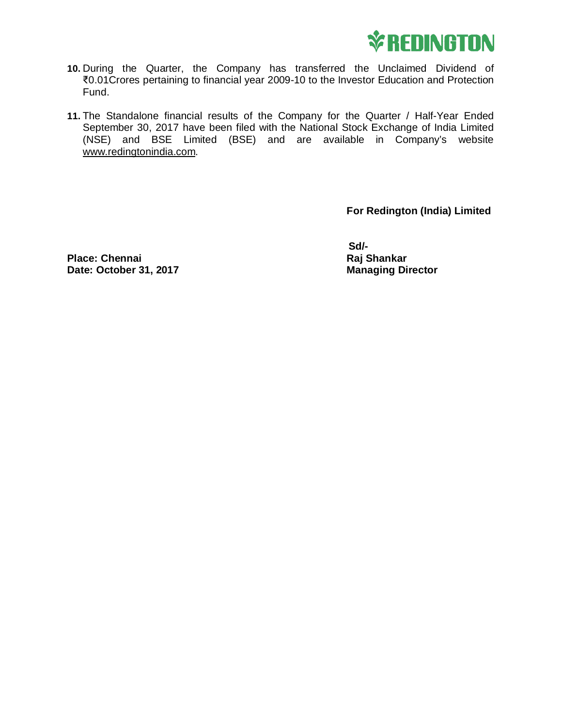10. During the Quarter, the Company has transferred the Unclaimed Dividend of ₹0.01Crores pertaining to financial year 2009-10 to the Investor Education and Protection Fund.

11. The Standalone financial results of the Company for the Quarter / Half-Year Ended September 30, 2017 have been filed with the National Stock Exchange of India Limited (NSE) and BSE Limited (BSE) and are available in Company's website www.redingtonindia.com.

**For Redington (India) Limited**

**Sd/-**
**Raj Shankar**
**Managing Director**

**Place: Chennai**
**Date: October 31, 2017**